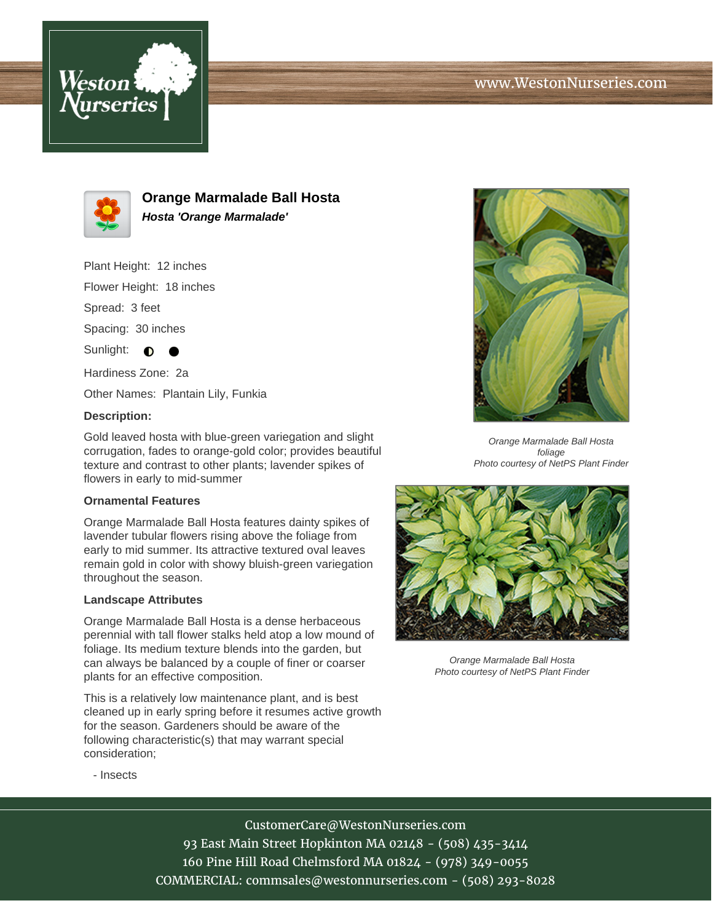# Orange Marmalade Ball Hosta

***Hosta 'Orange Marmalade'***

Plant Height: 12 inches

Flower Height: 18 inches

Spread: 3 feet

Spacing: 30 inches

Sunlight: ◐ ●

Hardiness Zone: 2a

Other Names: Plantain Lily, Funkia

**Description:**

Gold leaved hosta with blue-green variegation and slight corrugation, fades to orange-gold color; provides beautiful texture and contrast to other plants; lavender spikes of flowers in early to mid-summer

### Ornamental Features

Orange Marmalade Ball Hosta features dainty spikes of lavender tubular flowers rising above the foliage from early to mid summer. Its attractive textured oval leaves remain gold in color with showy bluish-green variegation throughout the season.

### Landscape Attributes

Orange Marmalade Ball Hosta is a dense herbaceous perennial with tall flower stalks held atop a low mound of foliage. Its medium texture blends into the garden, but can always be balanced by a couple of finer or coarser plants for an effective composition.

This is a relatively low maintenance plant, and is best cleaned up in early spring before it resumes active growth for the season. Gardeners should be aware of the following characteristic(s) that may warrant special consideration;

- Insects

*Orange Marmalade Ball Hosta foliage*
*Photo courtesy of NetPS Plant Finder*

*Orange Marmalade Ball Hosta*
*Photo courtesy of NetPS Plant Finder*

CustomerCare@WestonNurseries.com
93 East Main Street Hopkinton MA 02148 - (508) 435-3414
160 Pine Hill Road Chelmsford MA 01824 - (978) 349-0055
COMMERCIAL: commsales@westonnurseries.com - (508) 293-8028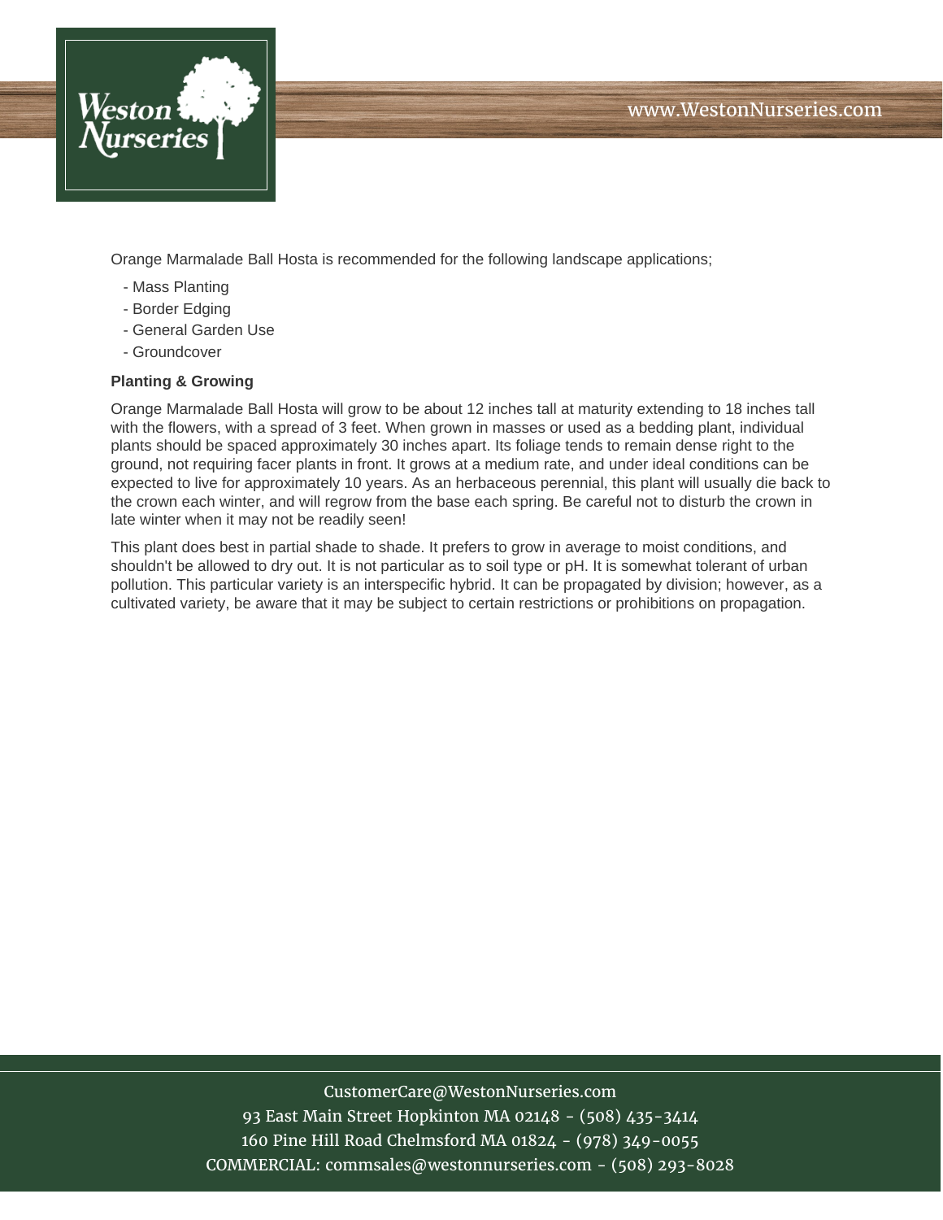Orange Marmalade Ball Hosta is recommended for the following landscape applications;

- Mass Planting
- Border Edging
- General Garden Use
- Groundcover

**Planting & Growing**

Orange Marmalade Ball Hosta will grow to be about 12 inches tall at maturity extending to 18 inches tall with the flowers, with a spread of 3 feet. When grown in masses or used as a bedding plant, individual plants should be spaced approximately 30 inches apart. Its foliage tends to remain dense right to the ground, not requiring facer plants in front. It grows at a medium rate, and under ideal conditions can be expected to live for approximately 10 years. As an herbaceous perennial, this plant will usually die back to the crown each winter, and will regrow from the base each spring. Be careful not to disturb the crown in late winter when it may not be readily seen!

This plant does best in partial shade to shade. It prefers to grow in average to moist conditions, and shouldn't be allowed to dry out. It is not particular as to soil type or pH. It is somewhat tolerant of urban pollution. This particular variety is an interspecific hybrid. It can be propagated by division; however, as a cultivated variety, be aware that it may be subject to certain restrictions or prohibitions on propagation.